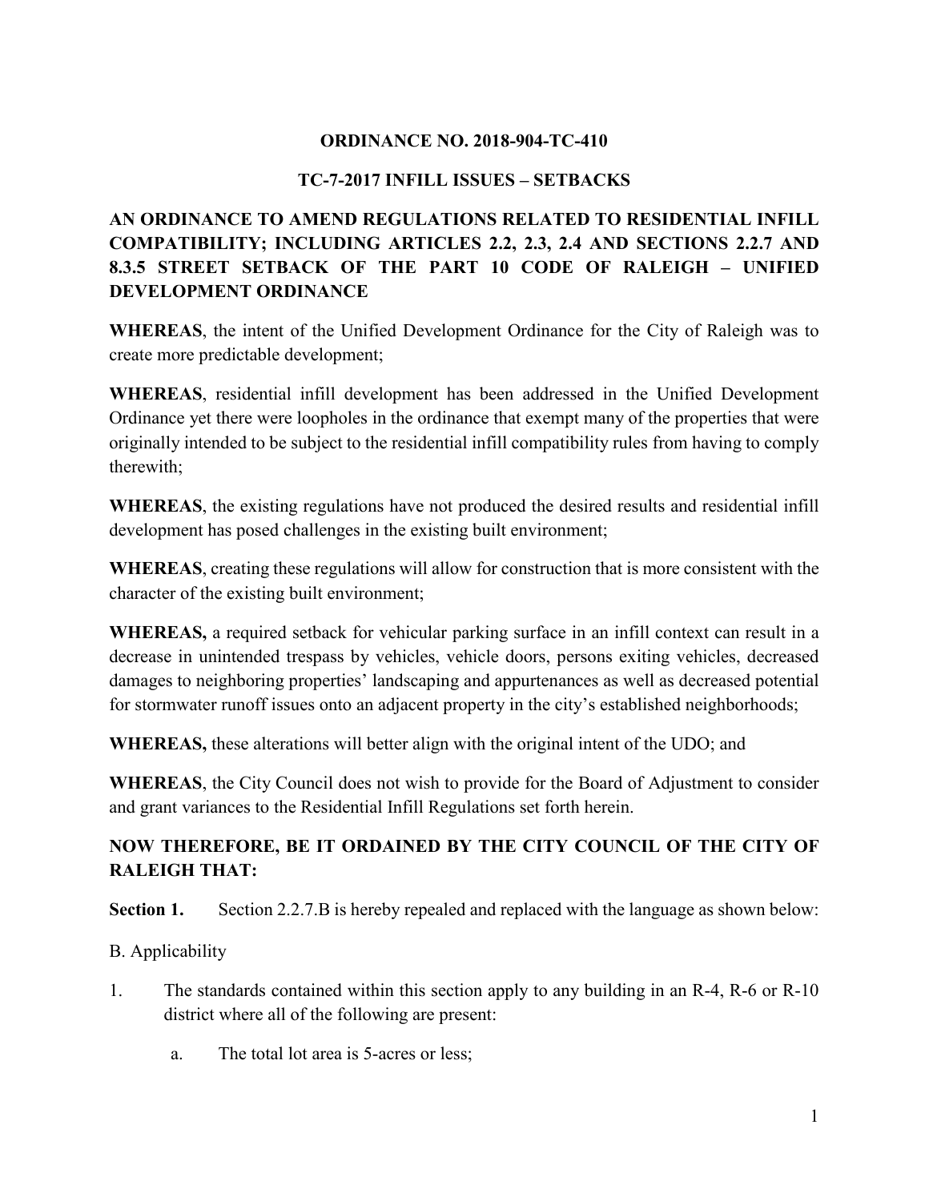# ORDINANCE NO. 2018-904-TC-410

## TC-7-2017 INFILL ISSUES – SETBACKS

## AN ORDINANCE TO AMEND REGULATIONS RELATED TO RESIDENTIAL INFILL COMPATIBILITY; INCLUDING ARTICLES 2.2, 2.3, 2.4 AND SECTIONS 2.2.7 AND 8.3.5 STREET SETBACK OF THE PART 10 CODE OF RALEIGH – UNIFIED DEVELOPMENT ORDINANCE

**WHEREAS**, the intent of the Unified Development Ordinance for the City of Raleigh was to create more predictable development;

**WHEREAS**, residential infill development has been addressed in the Unified Development Ordinance yet there were loopholes in the ordinance that exempt many of the properties that were originally intended to be subject to the residential infill compatibility rules from having to comply therewith;

**WHEREAS**, the existing regulations have not produced the desired results and residential infill development has posed challenges in the existing built environment;

**WHEREAS**, creating these regulations will allow for construction that is more consistent with the character of the existing built environment;

**WHEREAS,** a required setback for vehicular parking surface in an infill context can result in a decrease in unintended trespass by vehicles, vehicle doors, persons exiting vehicles, decreased damages to neighboring properties' landscaping and appurtenances as well as decreased potential for stormwater runoff issues onto an adjacent property in the city's established neighborhoods;

**WHEREAS,** these alterations will better align with the original intent of the UDO; and

**WHEREAS**, the City Council does not wish to provide for the Board of Adjustment to consider and grant variances to the Residential Infill Regulations set forth herein.

**NOW THEREFORE, BE IT ORDAINED BY THE CITY COUNCIL OF THE CITY OF RALEIGH THAT:**

**Section 1.** Section 2.2.7.B is hereby repealed and replaced with the language as shown below:

B. Applicability

1. The standards contained within this section apply to any building in an R-4, R-6 or R-10 district where all of the following are present:

   a. The total lot area is 5-acres or less;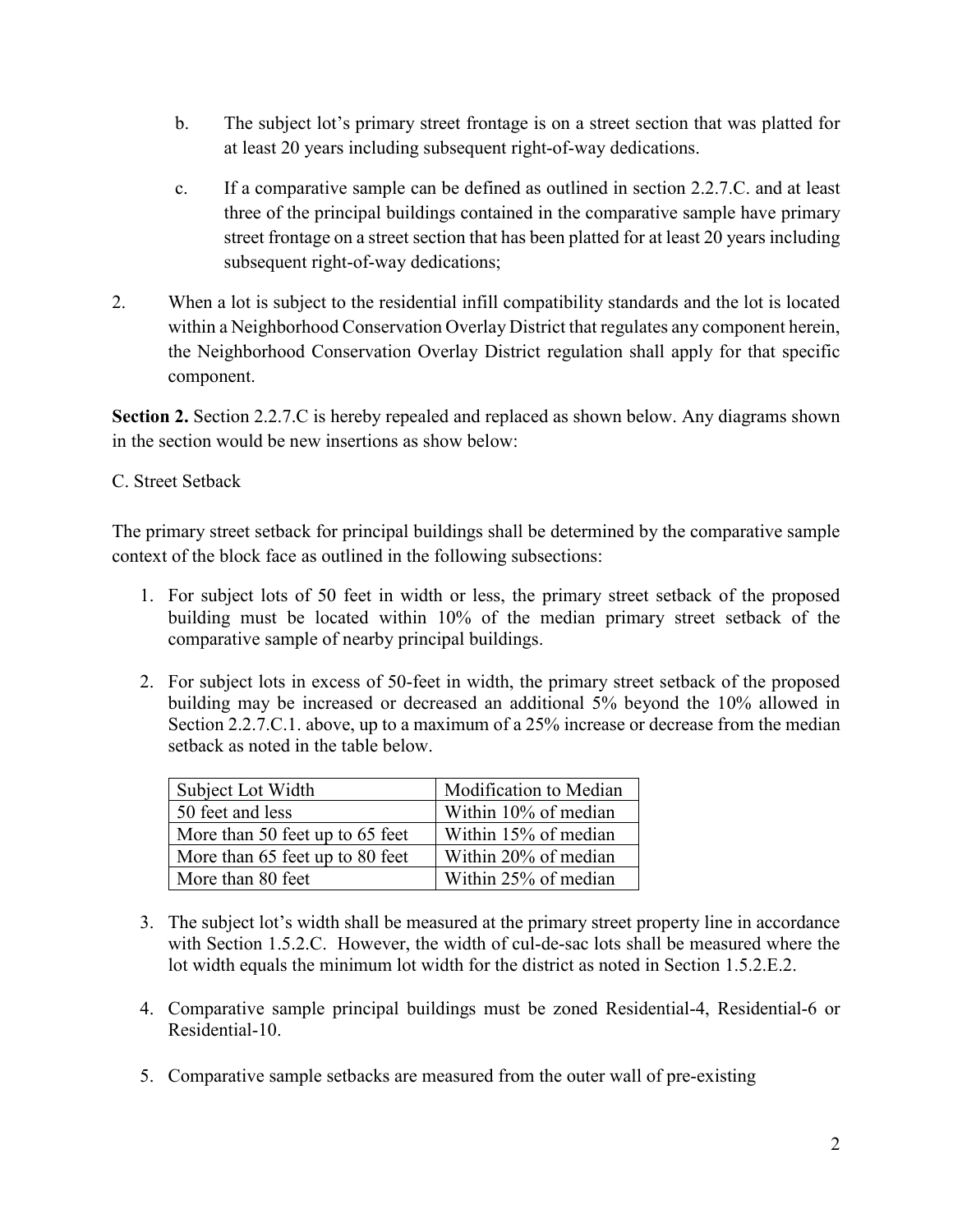b. The subject lot's primary street frontage is on a street section that was platted for at least 20 years including subsequent right-of-way dedications.

c. If a comparative sample can be defined as outlined in section 2.2.7.C. and at least three of the principal buildings contained in the comparative sample have primary street frontage on a street section that has been platted for at least 20 years including subsequent right-of-way dedications;

2. When a lot is subject to the residential infill compatibility standards and the lot is located within a Neighborhood Conservation Overlay District that regulates any component herein, the Neighborhood Conservation Overlay District regulation shall apply for that specific component.

**Section 2.** Section 2.2.7.C is hereby repealed and replaced as shown below. Any diagrams shown in the section would be new insertions as show below:

C. Street Setback

The primary street setback for principal buildings shall be determined by the comparative sample context of the block face as outlined in the following subsections:

1. For subject lots of 50 feet in width or less, the primary street setback of the proposed building must be located within 10% of the median primary street setback of the comparative sample of nearby principal buildings.

2. For subject lots in excess of 50-feet in width, the primary street setback of the proposed building may be increased or decreased an additional 5% beyond the 10% allowed in Section 2.2.7.C.1. above, up to a maximum of a 25% increase or decrease from the median setback as noted in the table below.

| Subject Lot Width | Modification to Median |
|---|---|
| 50 feet and less | Within 10% of median |
| More than 50 feet up to 65 feet | Within 15% of median |
| More than 65 feet up to 80 feet | Within 20% of median |
| More than 80 feet | Within 25% of median |

3. The subject lot's width shall be measured at the primary street property line in accordance with Section 1.5.2.C. However, the width of cul-de-sac lots shall be measured where the lot width equals the minimum lot width for the district as noted in Section 1.5.2.E.2.

4. Comparative sample principal buildings must be zoned Residential-4, Residential-6 or Residential-10.

5. Comparative sample setbacks are measured from the outer wall of pre-existing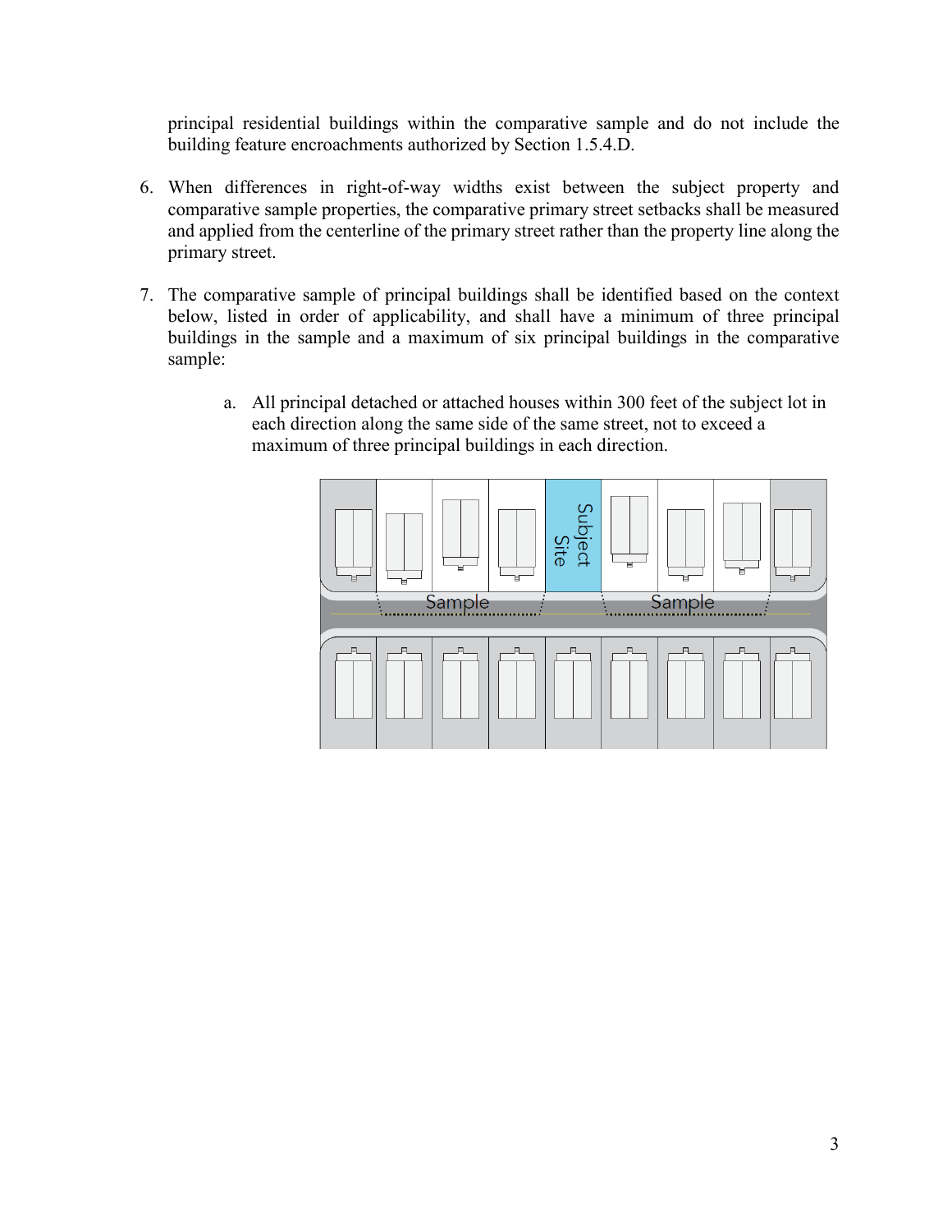principal residential buildings within the comparative sample and do not include the building feature encroachments authorized by Section 1.5.4.D.

6. When differences in right-of-way widths exist between the subject property and comparative sample properties, the comparative primary street setbacks shall be measured and applied from the centerline of the primary street rather than the property line along the primary street.

7. The comparative sample of principal buildings shall be identified based on the context below, listed in order of applicability, and shall have a minimum of three principal buildings in the sample and a maximum of six principal buildings in the comparative sample:

    a. All principal detached or attached houses within 300 feet of the subject lot in each direction along the same side of the same street, not to exceed a maximum of three principal buildings in each direction.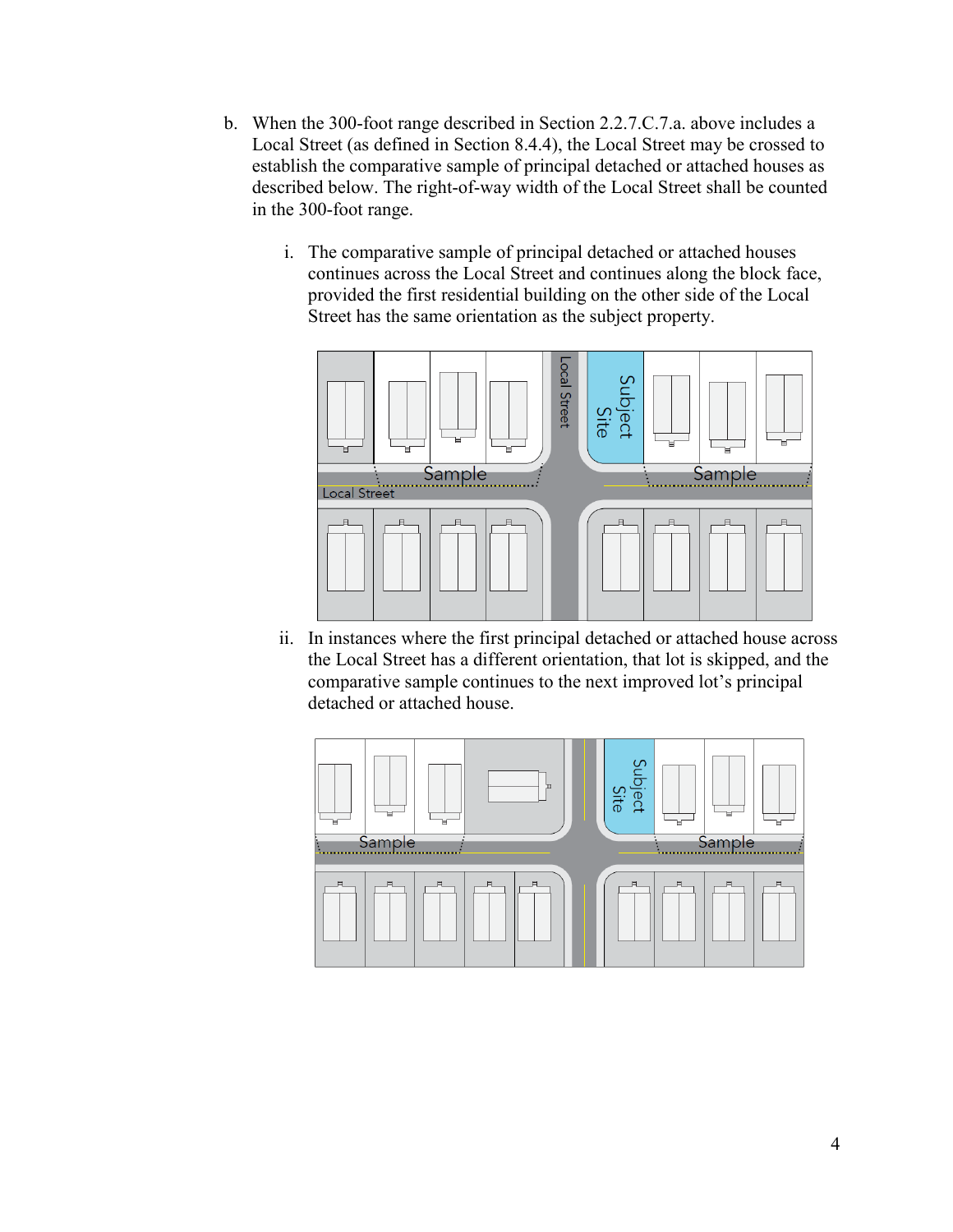b. When the 300-foot range described in Section 2.2.7.C.7.a. above includes a Local Street (as defined in Section 8.4.4), the Local Street may be crossed to establish the comparative sample of principal detached or attached houses as described below. The right-of-way width of the Local Street shall be counted in the 300-foot range.

   i. The comparative sample of principal detached or attached houses continues across the Local Street and continues along the block face, provided the first residential building on the other side of the Local Street has the same orientation as the subject property.

   ii. In instances where the first principal detached or attached house across the Local Street has a different orientation, that lot is skipped, and the comparative sample continues to the next improved lot's principal detached or attached house.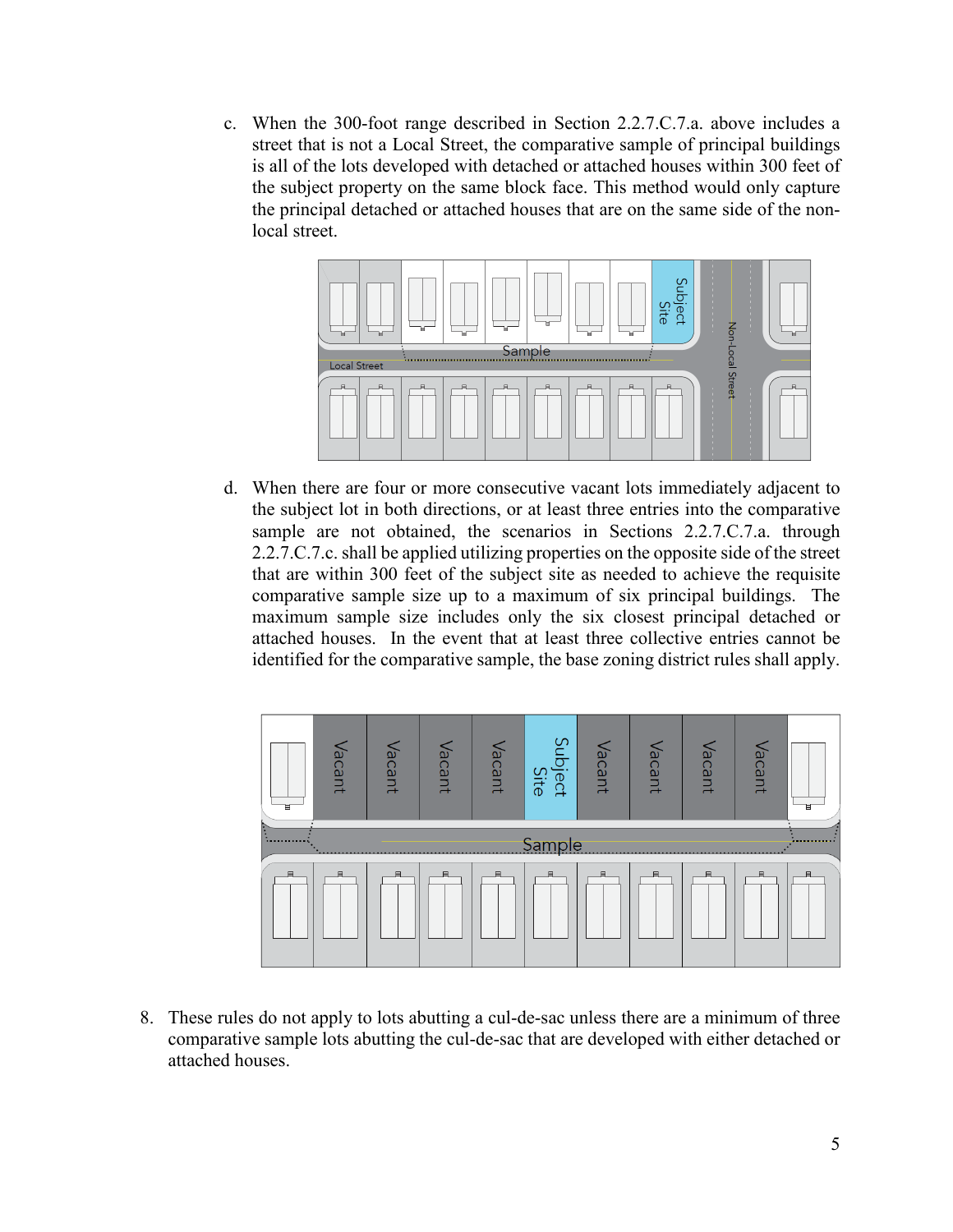c. When the 300-foot range described in Section 2.2.7.C.7.a. above includes a street that is not a Local Street, the comparative sample of principal buildings is all of the lots developed with detached or attached houses within 300 feet of the subject property on the same block face. This method would only capture the principal detached or attached houses that are on the same side of the non-local street.

d. When there are four or more consecutive vacant lots immediately adjacent to the subject lot in both directions, or at least three entries into the comparative sample are not obtained, the scenarios in Sections 2.2.7.C.7.a. through 2.2.7.C.7.c. shall be applied utilizing properties on the opposite side of the street that are within 300 feet of the subject site as needed to achieve the requisite comparative sample size up to a maximum of six principal buildings. The maximum sample size includes only the six closest principal detached or attached houses. In the event that at least three collective entries cannot be identified for the comparative sample, the base zoning district rules shall apply.

8. These rules do not apply to lots abutting a cul-de-sac unless there are a minimum of three comparative sample lots abutting the cul-de-sac that are developed with either detached or attached houses.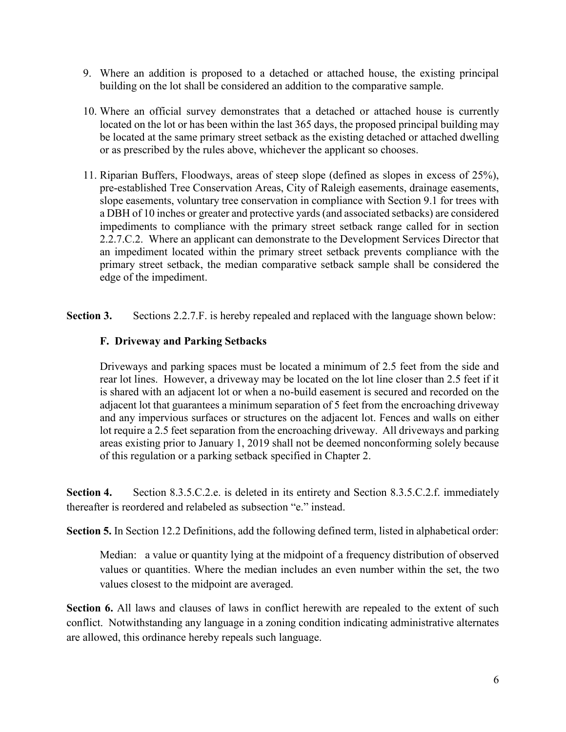9. Where an addition is proposed to a detached or attached house, the existing principal building on the lot shall be considered an addition to the comparative sample.

10. Where an official survey demonstrates that a detached or attached house is currently located on the lot or has been within the last 365 days, the proposed principal building may be located at the same primary street setback as the existing detached or attached dwelling or as prescribed by the rules above, whichever the applicant so chooses.

11. Riparian Buffers, Floodways, areas of steep slope (defined as slopes in excess of 25%), pre-established Tree Conservation Areas, City of Raleigh easements, drainage easements, slope easements, voluntary tree conservation in compliance with Section 9.1 for trees with a DBH of 10 inches or greater and protective yards (and associated setbacks) are considered impediments to compliance with the primary street setback range called for in section 2.2.7.C.2. Where an applicant can demonstrate to the Development Services Director that an impediment located within the primary street setback prevents compliance with the primary street setback, the median comparative setback sample shall be considered the edge of the impediment.

**Section 3.** Sections 2.2.7.F. is hereby repealed and replaced with the language shown below:

**F. Driveway and Parking Setbacks**

Driveways and parking spaces must be located a minimum of 2.5 feet from the side and rear lot lines. However, a driveway may be located on the lot line closer than 2.5 feet if it is shared with an adjacent lot or when a no-build easement is secured and recorded on the adjacent lot that guarantees a minimum separation of 5 feet from the encroaching driveway and any impervious surfaces or structures on the adjacent lot. Fences and walls on either lot require a 2.5 feet separation from the encroaching driveway. All driveways and parking areas existing prior to January 1, 2019 shall not be deemed nonconforming solely because of this regulation or a parking setback specified in Chapter 2.

**Section 4.** Section 8.3.5.C.2.e. is deleted in its entirety and Section 8.3.5.C.2.f. immediately thereafter is reordered and relabeled as subsection "e." instead.

**Section 5.** In Section 12.2 Definitions, add the following defined term, listed in alphabetical order:

Median: a value or quantity lying at the midpoint of a frequency distribution of observed values or quantities. Where the median includes an even number within the set, the two values closest to the midpoint are averaged.

**Section 6.** All laws and clauses of laws in conflict herewith are repealed to the extent of such conflict. Notwithstanding any language in a zoning condition indicating administrative alternates are allowed, this ordinance hereby repeals such language.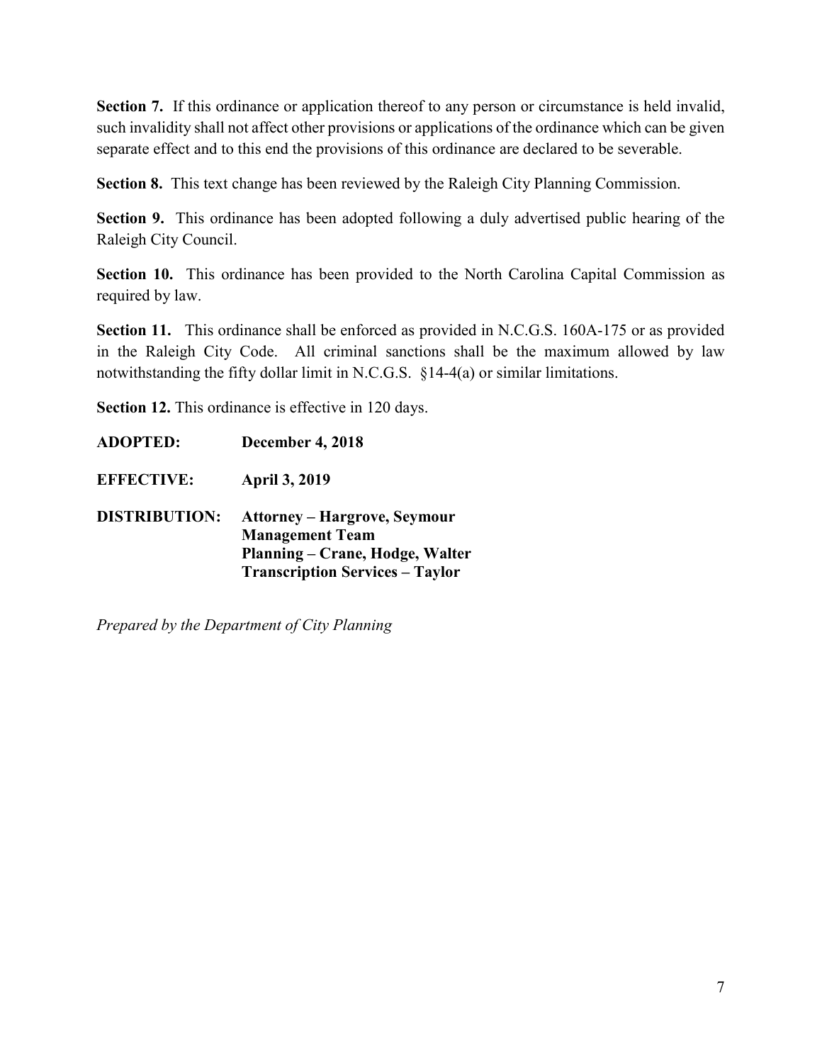**Section 7.** If this ordinance or application thereof to any person or circumstance is held invalid, such invalidity shall not affect other provisions or applications of the ordinance which can be given separate effect and to this end the provisions of this ordinance are declared to be severable.

**Section 8.** This text change has been reviewed by the Raleigh City Planning Commission.

**Section 9.** This ordinance has been adopted following a duly advertised public hearing of the Raleigh City Council.

**Section 10.** This ordinance has been provided to the North Carolina Capital Commission as required by law.

**Section 11.** This ordinance shall be enforced as provided in N.C.G.S. 160A-175 or as provided in the Raleigh City Code. All criminal sanctions shall be the maximum allowed by law notwithstanding the fifty dollar limit in N.C.G.S. §14-4(a) or similar limitations.

**Section 12.** This ordinance is effective in 120 days.

**ADOPTED:** **December 4, 2018**

**EFFECTIVE:** **April 3, 2019**

**DISTRIBUTION:** **Attorney – Hargrove, Seymour**
**Management Team**
**Planning – Crane, Hodge, Walter**
**Transcription Services – Taylor**

*Prepared by the Department of City Planning*